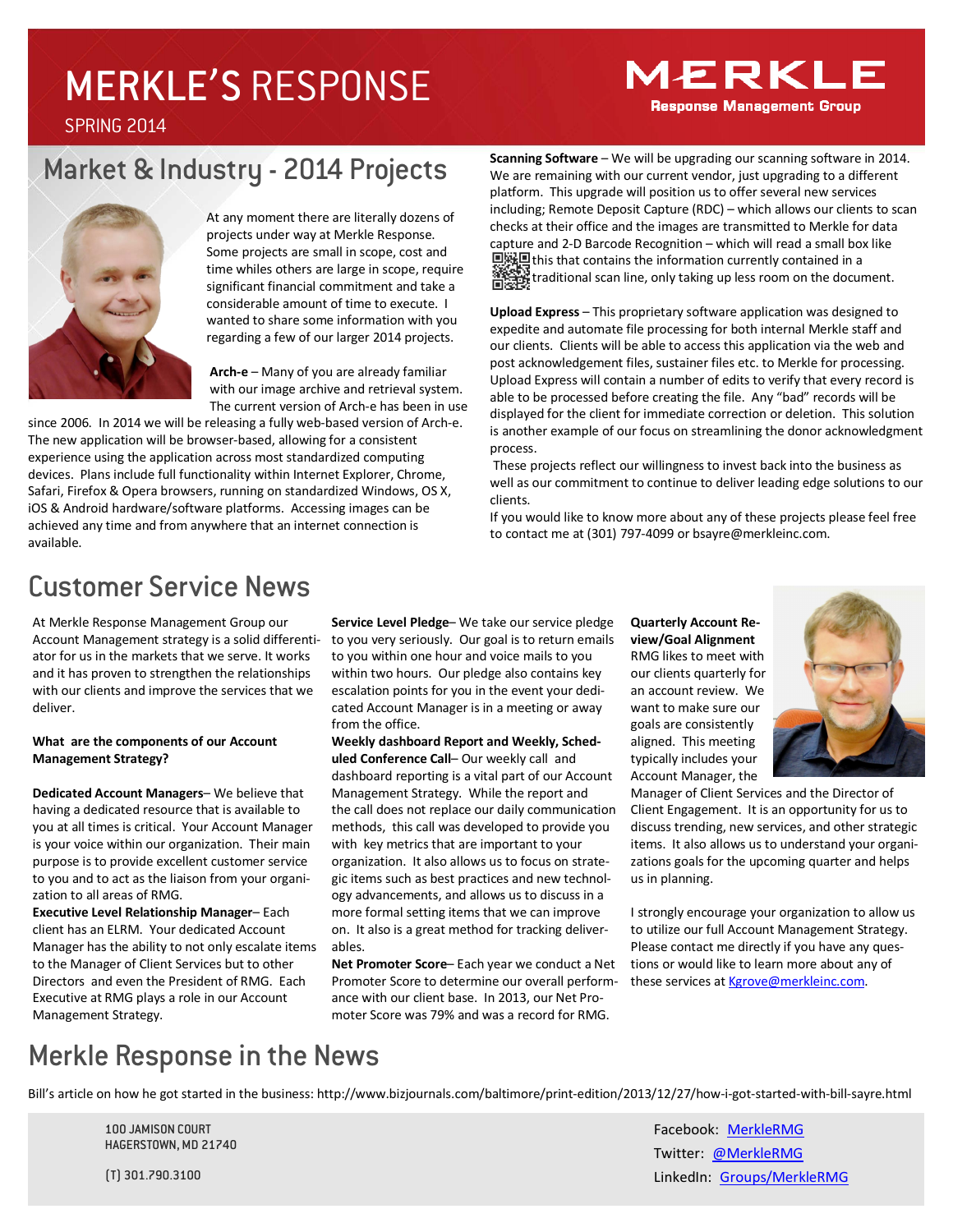# MERKLE'S RESPONSE

SPRING 2014

MERKLE
Response Management Group

## Market & Industry - 2014 Projects

At any moment there are literally dozens of projects under way at Merkle Response. Some projects are small in scope, cost and time whiles others are large in scope, require significant financial commitment and take a considerable amount of time to execute. I wanted to share some information with you regarding a few of our larger 2014 projects.

**Arch-e** – Many of you are already familiar with our image archive and retrieval system. The current version of Arch-e has been in use since 2006. In 2014 we will be releasing a fully web-based version of Arch-e. The new application will be browser-based, allowing for a consistent experience using the application across most standardized computing devices. Plans include full functionality within Internet Explorer, Chrome, Safari, Firefox & Opera browsers, running on standardized Windows, OS X, iOS & Android hardware/software platforms. Accessing images can be achieved any time and from anywhere that an internet connection is available.

**Scanning Software** – We will be upgrading our scanning software in 2014. We are remaining with our current vendor, just upgrading to a different platform. This upgrade will position us to offer several new services including; Remote Deposit Capture (RDC) – which allows our clients to scan checks at their office and the images are transmitted to Merkle for data capture and 2-D Barcode Recognition – which will read a small box like this that contains the information currently contained in a traditional scan line, only taking up less room on the document.

**Upload Express** – This proprietary software application was designed to expedite and automate file processing for both internal Merkle staff and our clients. Clients will be able to access this application via the web and post acknowledgement files, sustainer files etc. to Merkle for processing. Upload Express will contain a number of edits to verify that every record is able to be processed before creating the file. Any "bad" records will be displayed for the client for immediate correction or deletion. This solution is another example of our focus on streamlining the donor acknowledgment process.

These projects reflect our willingness to invest back into the business as well as our commitment to continue to deliver leading edge solutions to our clients.

If you would like to know more about any of these projects please feel free to contact me at (301) 797-4099 or bsayre@merkleinc.com.

## Customer Service News

At Merkle Response Management Group our Account Management strategy is a solid differentiator for us in the markets that we serve. It works and it has proven to strengthen the relationships with our clients and improve the services that we deliver.

**What are the components of our Account Management Strategy?**

**Dedicated Account Managers**– We believe that having a dedicated resource that is available to you at all times is critical. Your Account Manager is your voice within our organization. Their main purpose is to provide excellent customer service to you and to act as the liaison from your organization to all areas of RMG.

**Executive Level Relationship Manager**– Each client has an ELRM. Your dedicated Account Manager has the ability to not only escalate items to the Manager of Client Services but to other Directors and even the President of RMG. Each Executive at RMG plays a role in our Account Management Strategy.

**Service Level Pledge**– We take our service pledge to you very seriously. Our goal is to return emails to you within one hour and voice mails to you within two hours. Our pledge also contains key escalation points for you in the event your dedicated Account Manager is in a meeting or away from the office.

**Weekly dashboard Report and Weekly, Scheduled Conference Call**– Our weekly call and dashboard reporting is a vital part of our Account Management Strategy. While the report and the call does not replace our daily communication methods, this call was developed to provide you with key metrics that are important to your organization. It also allows us to focus on strategic items such as best practices and new technology advancements, and allows us to discuss in a more formal setting items that we can improve on. It also is a great method for tracking deliverables.

**Net Promoter Score**– Each year we conduct a Net Promoter Score to determine our overall performance with our client base. In 2013, our Net Promoter Score was 79% and was a record for RMG.

**Quarterly Account Review/Goal Alignment**

RMG likes to meet with our clients quarterly for an account review. We want to make sure our goals are consistently aligned. This meeting typically includes your Account Manager, the Manager of Client Services and the Director of Client Engagement. It is an opportunity for us to discuss trending, new services, and other strategic items. It also allows us to understand your organizations goals for the upcoming quarter and helps us in planning.

I strongly encourage your organization to allow us to utilize our full Account Management Strategy. Please contact me directly if you have any questions or would like to learn more about any of these services at Kgrove@merkleinc.com.

## Merkle Response in the News

Bill's article on how he got started in the business: http://www.bizjournals.com/baltimore/print-edition/2013/12/27/how-i-got-started-with-bill-sayre.html

100 JAMISON COURT
HAGERSTOWN, MD 21740

(T) 301.790.3100

Facebook: MerkleRMG
Twitter: @MerkleRMG
LinkedIn: Groups/MerkleRMG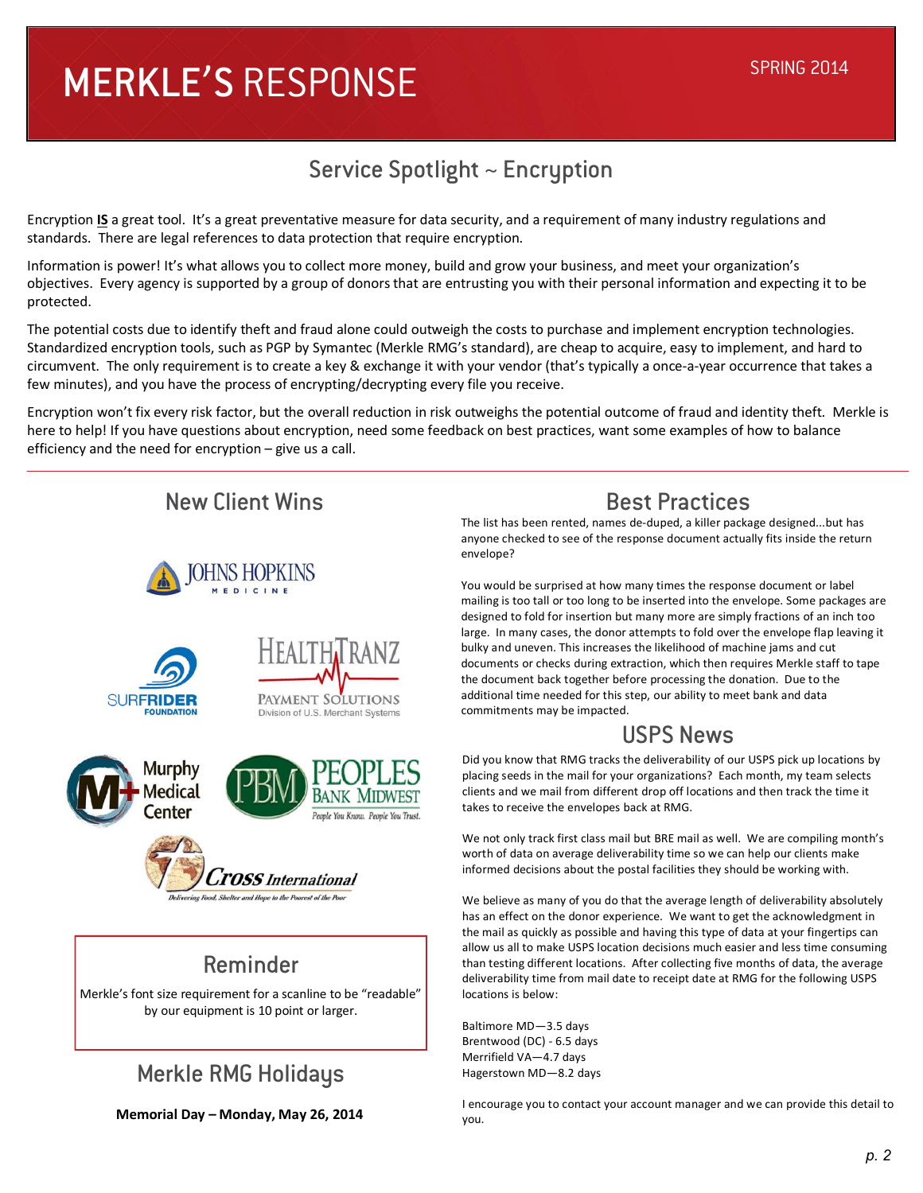# MERKLE'S RESPONSE

SPRING 2014

## Service Spotlight ~ Encryption

Encryption **IS** a great tool. It's a great preventative measure for data security, and a requirement of many industry regulations and standards. There are legal references to data protection that require encryption.

Information is power! It's what allows you to collect more money, build and grow your business, and meet your organization's objectives. Every agency is supported by a group of donors that are entrusting you with their personal information and expecting it to be protected.

The potential costs due to identify theft and fraud alone could outweigh the costs to purchase and implement encryption technologies. Standardized encryption tools, such as PGP by Symantec (Merkle RMG's standard), are cheap to acquire, easy to implement, and hard to circumvent. The only requirement is to create a key & exchange it with your vendor (that's typically a once-a-year occurrence that takes a few minutes), and you have the process of encrypting/decrypting every file you receive.

Encryption won't fix every risk factor, but the overall reduction in risk outweighs the potential outcome of fraud and identity theft. Merkle is here to help! If you have questions about encryption, need some feedback on best practices, want some examples of how to balance efficiency and the need for encryption – give us a call.

## New Client Wins

Johns Hopkins Medicine

Surfrider Foundation

HealthTranz Payment Solutions – Division of U.S. Merchant Systems

Murphy Medical Center

Peoples Bank Midwest – People You Know. People You Trust.

Cross International – Delivering Food, Shelter and Hope to the Poorest of the Poor

## Reminder

Merkle's font size requirement for a scanline to be "readable" by our equipment is 10 point or larger.

## Merkle RMG Holidays

**Memorial Day – Monday, May 26, 2014**

## Best Practices

The list has been rented, names de-duped, a killer package designed...but has anyone checked to see of the response document actually fits inside the return envelope?

You would be surprised at how many times the response document or label mailing is too tall or too long to be inserted into the envelope. Some packages are designed to fold for insertion but many more are simply fractions of an inch too large. In many cases, the donor attempts to fold over the envelope flap leaving it bulky and uneven. This increases the likelihood of machine jams and cut documents or checks during extraction, which then requires Merkle staff to tape the document back together before processing the donation. Due to the additional time needed for this step, our ability to meet bank and data commitments may be impacted.

## USPS News

Did you know that RMG tracks the deliverability of our USPS pick up locations by placing seeds in the mail for your organizations? Each month, my team selects clients and we mail from different drop off locations and then track the time it takes to receive the envelopes back at RMG.

We not only track first class mail but BRE mail as well. We are compiling month's worth of data on average deliverability time so we can help our clients make informed decisions about the postal facilities they should be working with.

We believe as many of you do that the average length of deliverability absolutely has an effect on the donor experience. We want to get the acknowledgment in the mail as quickly as possible and having this type of data at your fingertips can allow us all to make USPS location decisions much easier and less time consuming than testing different locations. After collecting five months of data, the average deliverability time from mail date to receipt date at RMG for the following USPS locations is below:

Baltimore MD—3.5 days
Brentwood (DC) - 6.5 days
Merrifield VA—4.7 days
Hagerstown MD—8.2 days

I encourage you to contact your account manager and we can provide this detail to you.